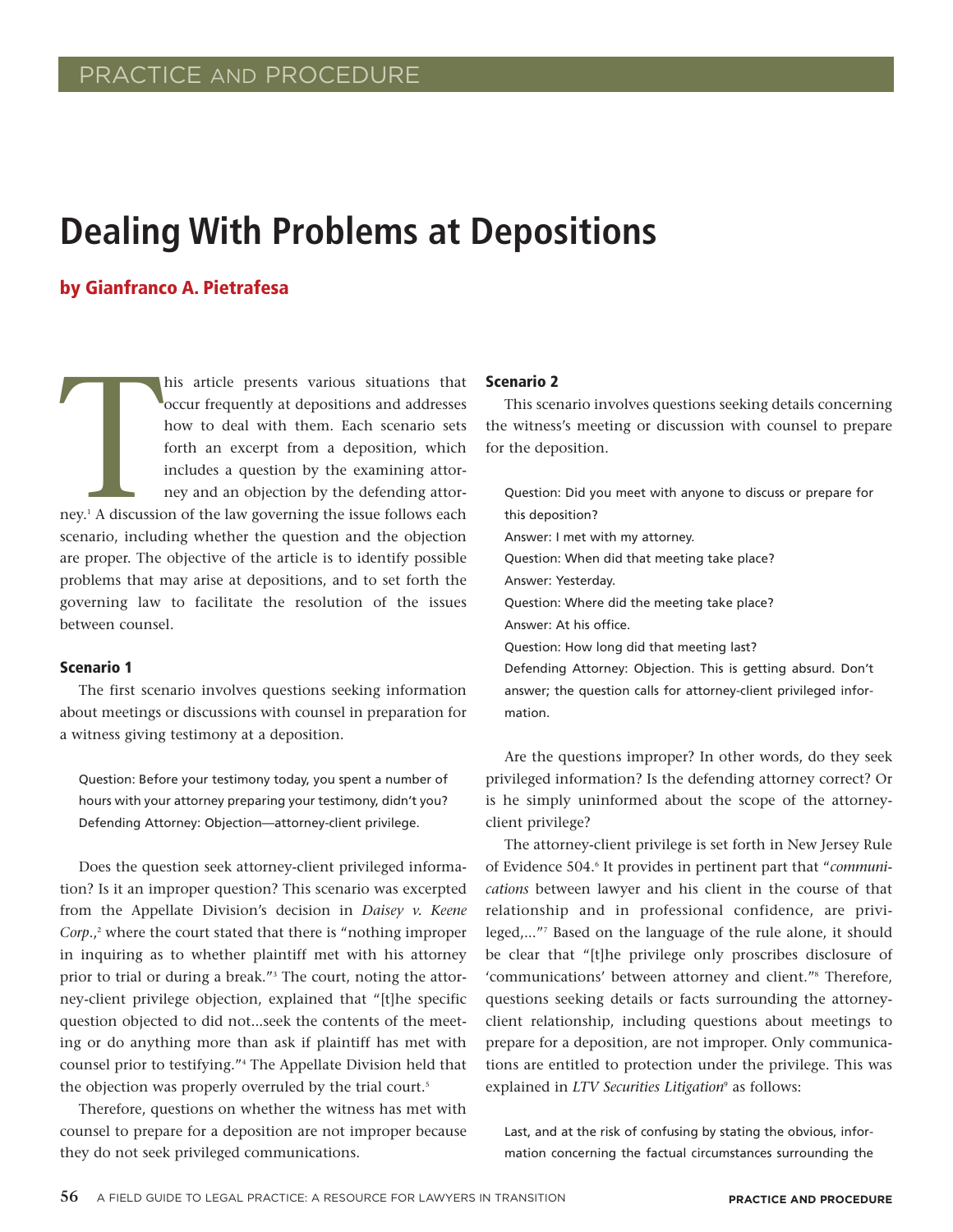# Dealing With Problems at Depositions

**by Gianfranco A. Pietrafesa**

This article presents various situations that occur frequently at depositions and addresses how to deal with them. Each scenario sets forth an excerpt from a deposition, which includes a question by the examining attorney and an objection by the defending attorney.[1] A discussion of the law governing the issue follows each scenario, including whether the question and the objection are proper. The objective of the article is to identify possible problems that may arise at depositions, and to set forth the governing law to facilitate the resolution of the issues between counsel.

### Scenario 1

The first scenario involves questions seeking information about meetings or discussions with counsel in preparation for a witness giving testimony at a deposition.

> Question: Before your testimony today, you spent a number of hours with your attorney preparing your testimony, didn't you?
> Defending Attorney: Objection—attorney-client privilege.

Does the question seek attorney-client privileged information? Is it an improper question? This scenario was excerpted from the Appellate Division's decision in *Daisey v. Keene Corp.*,[2] where the court stated that there is "nothing improper in inquiring as to whether plaintiff met with his attorney prior to trial or during a break."[3] The court, noting the attorney-client privilege objection, explained that "[t]he specific question objected to did not...seek the contents of the meeting or do anything more than ask if plaintiff has met with counsel prior to testifying."[4] The Appellate Division held that the objection was properly overruled by the trial court.[5]

Therefore, questions on whether the witness has met with counsel to prepare for a deposition are not improper because they do not seek privileged communications.

### Scenario 2

This scenario involves questions seeking details concerning the witness's meeting or discussion with counsel to prepare for the deposition.

> Question: Did you meet with anyone to discuss or prepare for this deposition?
> Answer: I met with my attorney.
> Question: When did that meeting take place?
> Answer: Yesterday.
> Question: Where did the meeting take place?
> Answer: At his office.
> Question: How long did that meeting last?
> Defending Attorney: Objection. This is getting absurd. Don't answer; the question calls for attorney-client privileged information.

Are the questions improper? In other words, do they seek privileged information? Is the defending attorney correct? Or is he simply uninformed about the scope of the attorney-client privilege?

The attorney-client privilege is set forth in New Jersey Rule of Evidence 504.[6] It provides in pertinent part that "*communications* between lawyer and his client in the course of that relationship and in professional confidence, are privileged,..."[7] Based on the language of the rule alone, it should be clear that "[t]he privilege only proscribes disclosure of 'communications' between attorney and client."[8] Therefore, questions seeking details or facts surrounding the attorney-client relationship, including questions about meetings to prepare for a deposition, are not improper. Only communications are entitled to protection under the privilege. This was explained in *LTV Securities Litigation*[9] as follows:

> Last, and at the risk of confusing by stating the obvious, information concerning the factual circumstances surrounding the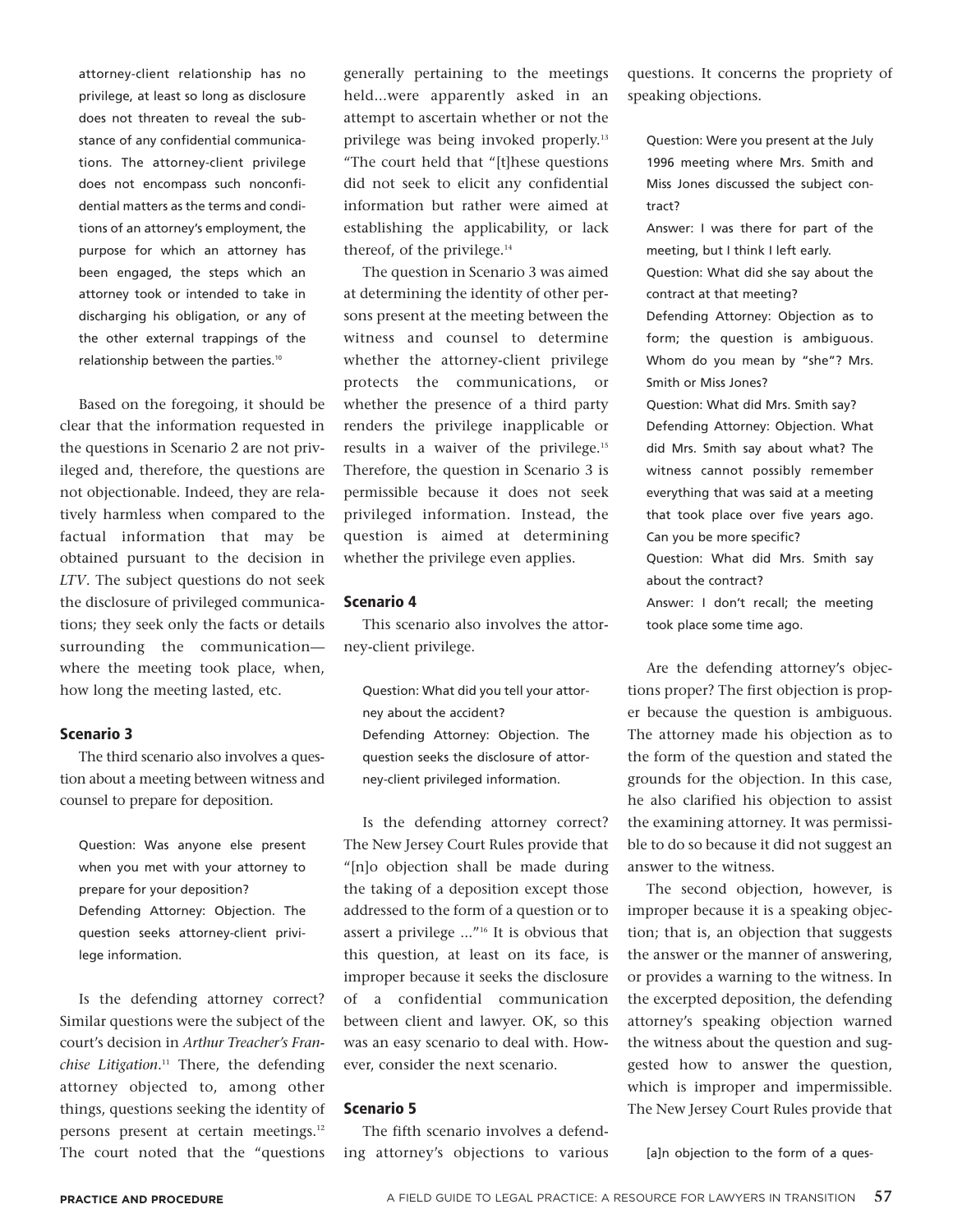attorney-client relationship has no privilege, at least so long as disclosure does not threaten to reveal the substance of any confidential communications. The attorney-client privilege does not encompass such nonconfidential matters as the terms and conditions of an attorney's employment, the purpose for which an attorney has been engaged, the steps which an attorney took or intended to take in discharging his obligation, or any of the other external trappings of the relationship between the parties.[10]

Based on the foregoing, it should be clear that the information requested in the questions in Scenario 2 are not privileged and, therefore, the questions are not objectionable. Indeed, they are relatively harmless when compared to the factual information that may be obtained pursuant to the decision in *LTV*. The subject questions do not seek the disclosure of privileged communications; they seek only the facts or details surrounding the communication—where the meeting took place, when, how long the meeting lasted, etc.

### Scenario 3

The third scenario also involves a question about a meeting between witness and counsel to prepare for deposition.

> Question: Was anyone else present when you met with your attorney to prepare for your deposition?
> Defending Attorney: Objection. The question seeks attorney-client privilege information.

Is the defending attorney correct? Similar questions were the subject of the court's decision in *Arthur Treacher's Franchise Litigation*.[11] There, the defending attorney objected to, among other things, questions seeking the identity of persons present at certain meetings.[12] The court noted that the "questions generally pertaining to the meetings held...were apparently asked in an attempt to ascertain whether or not the privilege was being invoked properly.[13] "The court held that "[t]hese questions did not seek to elicit any confidential information but rather were aimed at establishing the applicability, or lack thereof, of the privilege.[14]

The question in Scenario 3 was aimed at determining the identity of other persons present at the meeting between the witness and counsel to determine whether the attorney-client privilege protects the communications, or whether the presence of a third party renders the privilege inapplicable or results in a waiver of the privilege.[15] Therefore, the question in Scenario 3 is permissible because it does not seek privileged information. Instead, the question is aimed at determining whether the privilege even applies.

### Scenario 4

This scenario also involves the attorney-client privilege.

> Question: What did you tell your attorney about the accident?
> Defending Attorney: Objection. The question seeks the disclosure of attorney-client privileged information.

Is the defending attorney correct? The New Jersey Court Rules provide that "[n]o objection shall be made during the taking of a deposition except those addressed to the form of a question or to assert a privilege ..."[16] It is obvious that this question, at least on its face, is improper because it seeks the disclosure of a confidential communication between client and lawyer. OK, so this was an easy scenario to deal with. However, consider the next scenario.

### Scenario 5

The fifth scenario involves a defending attorney's objections to various questions. It concerns the propriety of speaking objections.

> Question: Were you present at the July 1996 meeting where Mrs. Smith and Miss Jones discussed the subject contract?
> Answer: I was there for part of the meeting, but I think I left early.
> Question: What did she say about the contract at that meeting?
> Defending Attorney: Objection as to form; the question is ambiguous. Whom do you mean by "she"? Mrs. Smith or Miss Jones?
> Question: What did Mrs. Smith say?
> Defending Attorney: Objection. What did Mrs. Smith say about what? The witness cannot possibly remember everything that was said at a meeting that took place over five years ago. Can you be more specific?
> Question: What did Mrs. Smith say about the contract?
> Answer: I don't recall; the meeting took place some time ago.

Are the defending attorney's objections proper? The first objection is proper because the question is ambiguous. The attorney made his objection as to the form of the question and stated the grounds for the objection. In this case, he also clarified his objection to assist the examining attorney. It was permissible to do so because it did not suggest an answer to the witness.

The second objection, however, is improper because it is a speaking objection; that is, an objection that suggests the answer or the manner of answering, or provides a warning to the witness. In the excerpted deposition, the defending attorney's speaking objection warned the witness about the question and suggested how to answer the question, which is improper and impermissible. The New Jersey Court Rules provide that

> [a]n objection to the form of a ques-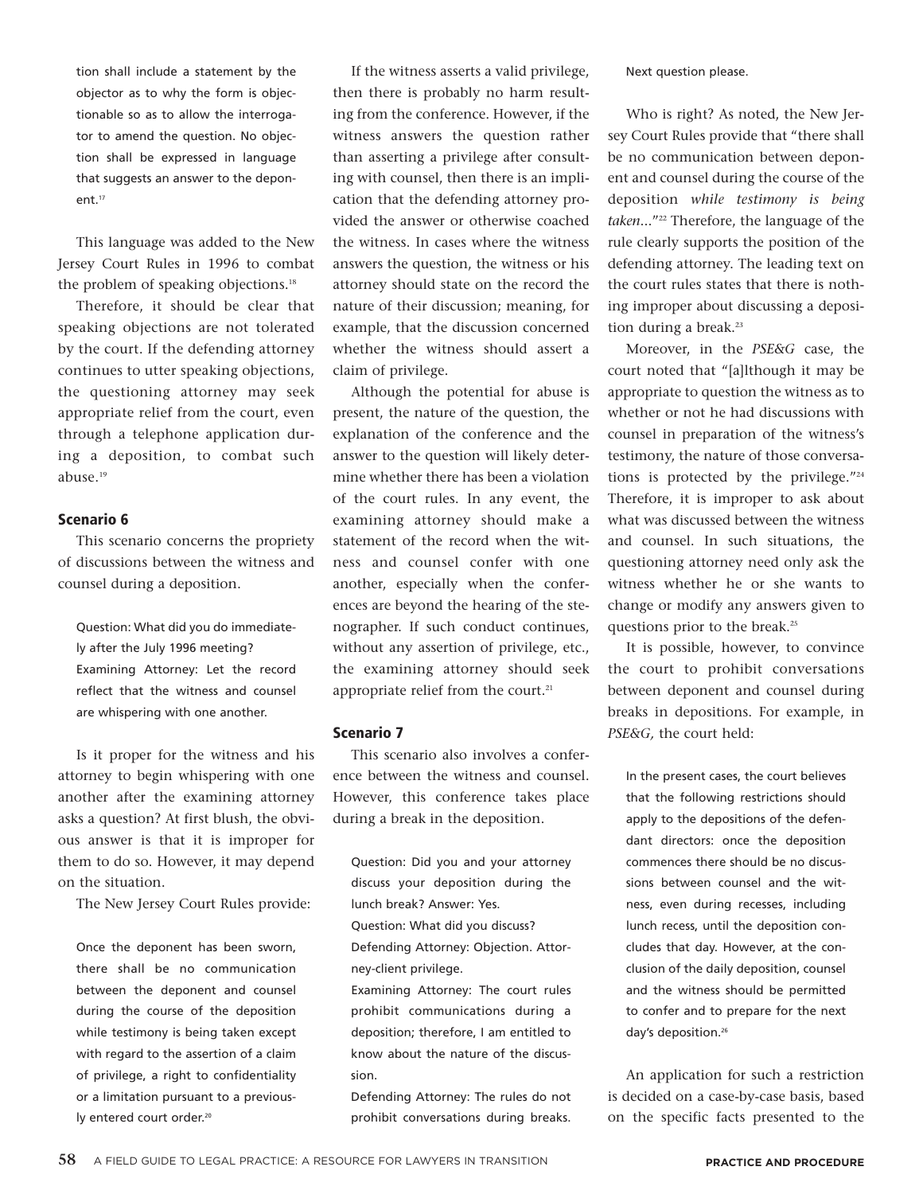tion shall include a statement by the objector as to why the form is objectionable so as to allow the interrogator to amend the question. No objection shall be expressed in language that suggests an answer to the deponent.[17]

This language was added to the New Jersey Court Rules in 1996 to combat the problem of speaking objections.[18]

Therefore, it should be clear that speaking objections are not tolerated by the court. If the defending attorney continues to utter speaking objections, the questioning attorney may seek appropriate relief from the court, even through a telephone application during a deposition, to combat such abuse.[19]

### Scenario 6

This scenario concerns the propriety of discussions between the witness and counsel during a deposition.

> Question: What did you do immediately after the July 1996 meeting?
> Examining Attorney: Let the record reflect that the witness and counsel are whispering with one another.

Is it proper for the witness and his attorney to begin whispering with one another after the examining attorney asks a question? At first blush, the obvious answer is that it is improper for them to do so. However, it may depend on the situation.

The New Jersey Court Rules provide:

> Once the deponent has been sworn, there shall be no communication between the deponent and counsel during the course of the deposition while testimony is being taken except with regard to the assertion of a claim of privilege, a right to confidentiality or a limitation pursuant to a previously entered court order.[20]

If the witness asserts a valid privilege, then there is probably no harm resulting from the conference. However, if the witness answers the question rather than asserting a privilege after consulting with counsel, then there is an implication that the defending attorney provided the answer or otherwise coached the witness. In cases where the witness answers the question, the witness or his attorney should state on the record the nature of their discussion; meaning, for example, that the discussion concerned whether the witness should assert a claim of privilege.

Although the potential for abuse is present, the nature of the question, the explanation of the conference and the answer to the question will likely determine whether there has been a violation of the court rules. In any event, the examining attorney should make a statement of the record when the witness and counsel confer with one another, especially when the conferences are beyond the hearing of the stenographer. If such conduct continues, without any assertion of privilege, etc., the examining attorney should seek appropriate relief from the court.[21]

### Scenario 7

This scenario also involves a conference between the witness and counsel. However, this conference takes place during a break in the deposition.

> Question: Did you and your attorney discuss your deposition during the lunch break? Answer: Yes.
> Question: What did you discuss?
> Defending Attorney: Objection. Attorney-client privilege.
> Examining Attorney: The court rules prohibit communications during a deposition; therefore, I am entitled to know about the nature of the discussion.
> Defending Attorney: The rules do not prohibit conversations during breaks. Next question please.

Who is right? As noted, the New Jersey Court Rules provide that "there shall be no communication between deponent and counsel during the course of the deposition *while testimony is being taken*..."[22] Therefore, the language of the rule clearly supports the position of the defending attorney. The leading text on the court rules states that there is nothing improper about discussing a deposition during a break.[23]

Moreover, in the *PSE&G* case, the court noted that "[a]lthough it may be appropriate to question the witness as to whether or not he had discussions with counsel in preparation of the witness's testimony, the nature of those conversations is protected by the privilege."[24] Therefore, it is improper to ask about what was discussed between the witness and counsel. In such situations, the questioning attorney need only ask the witness whether he or she wants to change or modify any answers given to questions prior to the break.[25]

It is possible, however, to convince the court to prohibit conversations between deponent and counsel during breaks in depositions. For example, in *PSE&G,* the court held:

> In the present cases, the court believes that the following restrictions should apply to the depositions of the defendant directors: once the deposition commences there should be no discussions between counsel and the witness, even during recesses, including lunch recess, until the deposition concludes that day. However, at the conclusion of the daily deposition, counsel and the witness should be permitted to confer and to prepare for the next day's deposition.[26]

An application for such a restriction is decided on a case-by-case basis, based on the specific facts presented to the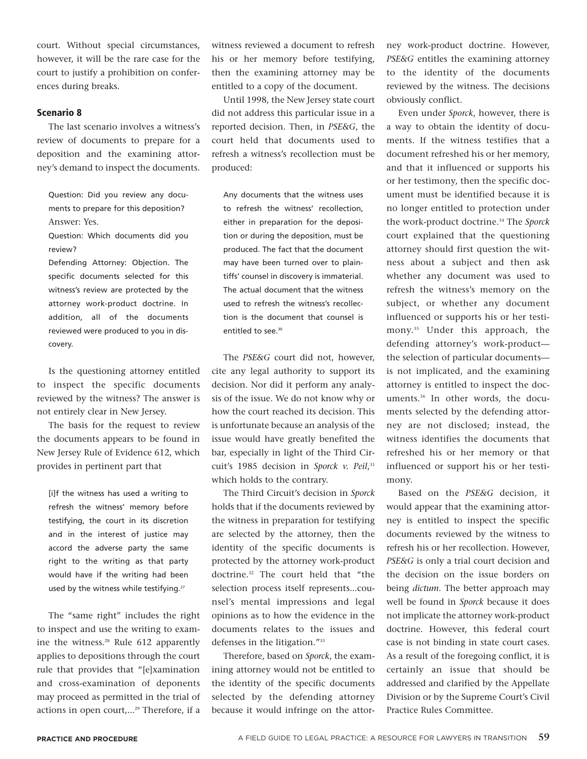court. Without special circumstances, however, it will be the rare case for the court to justify a prohibition on conferences during breaks.

### Scenario 8

The last scenario involves a witness's review of documents to prepare for a deposition and the examining attorney's demand to inspect the documents.

> Question: Did you review any documents to prepare for this deposition?
> Answer: Yes.
> Question: Which documents did you review?
> Defending Attorney: Objection. The specific documents selected for this witness's review are protected by the attorney work-product doctrine. In addition, all of the documents reviewed were produced to you in discovery.

Is the questioning attorney entitled to inspect the specific documents reviewed by the witness? The answer is not entirely clear in New Jersey.

The basis for the request to review the documents appears to be found in New Jersey Rule of Evidence 612, which provides in pertinent part that

> [i]f the witness has used a writing to refresh the witness' memory before testifying, the court in its discretion and in the interest of justice may accord the adverse party the same right to the writing as that party would have if the writing had been used by the witness while testifying.[27]

The "same right" includes the right to inspect and use the writing to examine the witness.[28] Rule 612 apparently applies to depositions through the court rule that provides that "[e]xamination and cross-examination of deponents may proceed as permitted in the trial of actions in open court,...[29] Therefore, if a witness reviewed a document to refresh his or her memory before testifying, then the examining attorney may be entitled to a copy of the document.

Until 1998, the New Jersey state court did not address this particular issue in a reported decision. Then, in *PSE&G*, the court held that documents used to refresh a witness's recollection must be produced:

> Any documents that the witness uses to refresh the witness' recollection, either in preparation for the deposition or during the deposition, must be produced. The fact that the document may have been turned over to plaintiffs' counsel in discovery is immaterial. The actual document that the witness used to refresh the witness's recollection is the document that counsel is entitled to see.[30]

The *PSE&G* court did not, however, cite any legal authority to support its decision. Nor did it perform any analysis of the issue. We do not know why or how the court reached its decision. This is unfortunate because an analysis of the issue would have greatly benefited the bar, especially in light of the Third Circuit's 1985 decision in *Sporck v. Peil*,[31] which holds to the contrary.

The Third Circuit's decision in *Sporck* holds that if the documents reviewed by the witness in preparation for testifying are selected by the attorney, then the identity of the specific documents is protected by the attorney work-product doctrine.[32] The court held that "the selection process itself represents...counsel's mental impressions and legal opinions as to how the evidence in the documents relates to the issues and defenses in the litigation."[33]

Therefore, based on *Sporck*, the examining attorney would not be entitled to the identity of the specific documents selected by the defending attorney because it would infringe on the attorney work-product doctrine. However, *PSE&G* entitles the examining attorney to the identity of the documents reviewed by the witness. The decisions obviously conflict.

Even under *Sporck*, however, there is a way to obtain the identity of documents. If the witness testifies that a document refreshed his or her memory, and that it influenced or supports his or her testimony, then the specific document must be identified because it is no longer entitled to protection under the work-product doctrine.[34] The *Sporck* court explained that the questioning attorney should first question the witness about a subject and then ask whether any document was used to refresh the witness's memory on the subject, or whether any document influenced or supports his or her testimony.[35] Under this approach, the defending attorney's work-product—the selection of particular documents—is not implicated, and the examining attorney is entitled to inspect the documents.[36] In other words, the documents selected by the defending attorney are not disclosed; instead, the witness identifies the documents that refreshed his or her memory or that influenced or support his or her testimony.

Based on the *PSE&G* decision, it would appear that the examining attorney is entitled to inspect the specific documents reviewed by the witness to refresh his or her recollection. However, *PSE&G* is only a trial court decision and the decision on the issue borders on being *dictum*. The better approach may well be found in *Sporck* because it does not implicate the attorney work-product doctrine. However, this federal court case is not binding in state court cases. As a result of the foregoing conflict, it is certainly an issue that should be addressed and clarified by the Appellate Division or by the Supreme Court's Civil Practice Rules Committee.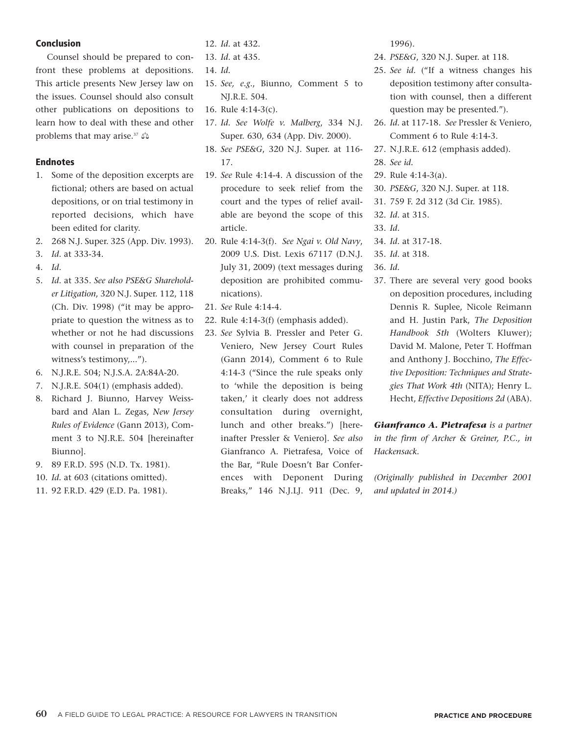## Conclusion

Counsel should be prepared to confront these problems at depositions. This article presents New Jersey law on the issues. Counsel should also consult other publications on depositions to learn how to deal with these and other problems that may arise.[37] ⚖

## Endnotes

1. Some of the deposition excerpts are fictional; others are based on actual depositions, or on trial testimony in reported decisions, which have been edited for clarity.
2. 268 N.J. Super. 325 (App. Div. 1993).
3. *Id*. at 333-34.
4. *Id*.
5. *Id*. at 335. *See also PSE&G Shareholder Litigation*, 320 N.J. Super. 112, 118 (Ch. Div. 1998) ("it may be appropriate to question the witness as to whether or not he had discussions with counsel in preparation of the witness's testimony,...").
6. N.J.R.E. 504; N.J.S.A. 2A:84A-20.
7. N.J.R.E. 504(1) (emphasis added).
8. Richard J. Biunno, Harvey Weissbard and Alan L. Zegas, *New Jersey Rules of Evidence* (Gann 2013), Comment 3 to NJ.R.E. 504 [hereinafter Biunno].
9. 89 F.R.D. 595 (N.D. Tx. 1981).
10. *Id*. at 603 (citations omitted).
11. 92 F.R.D. 429 (E.D. Pa. 1981).
12. *Id*. at 432.
13. *Id*. at 435.
14. *Id*.
15. *See, e.g.*, Biunno, Comment 5 to NJ.R.E. 504.
16. Rule 4:14-3(c).
17. *Id*. *See Wolfe v. Malberg*, 334 N.J. Super. 630, 634 (App. Div. 2000).
18. *See PSE&G*, 320 N.J. Super. at 116-17.
19. *See* Rule 4:14-4. A discussion of the procedure to seek relief from the court and the types of relief available are beyond the scope of this article.
20. Rule 4:14-3(f). *See Ngai v. Old Navy*, 2009 U.S. Dist. Lexis 67117 (D.N.J. July 31, 2009) (text messages during deposition are prohibited communications).
21. *See* Rule 4:14-4.
22. Rule 4:14-3(f) (emphasis added).
23. *See* Sylvia B. Pressler and Peter G. Veniero, New Jersey Court Rules (Gann 2014), Comment 6 to Rule 4:14-3 ("Since the rule speaks only to 'while the deposition is being taken,' it clearly does not address consultation during overnight, lunch and other breaks.") [hereinafter Pressler & Veniero]. *See also* Gianfranco A. Pietrafesa, Voice of the Bar, "Rule Doesn't Bar Conferences with Deponent During Breaks," 146 N.J.LJ. 911 (Dec. 9, 1996).
24. *PSE&G*, 320 N.J. Super. at 118.
25. *See id*. ("If a witness changes his deposition testimony after consultation with counsel, then a different question may be presented.").
26. *Id*. at 117-18. *See* Pressler & Veniero, Comment 6 to Rule 4:14-3.
27. N.J.R.E. 612 (emphasis added).
28. *See id.*
29. Rule 4:14-3(a).
30. *PSE&G*, 320 N.J. Super. at 118.
31. 759 F. 2d 312 (3d Cir. 1985).
32. *Id*. at 315.
33. *Id*.
34. *Id*. at 317-18.
35. *Id*. at 318.
36. *Id*.
37. There are several very good books on deposition procedures, including Dennis R. Suplee, Nicole Reimann and H. Justin Park, *The Deposition Handbook 5th* (Wolters Kluwer); David M. Malone, Peter T. Hoffman and Anthony J. Bocchino, *The Effective Deposition: Techniques and Strategies That Work 4th* (NITA); Henry L. Hecht, *Effective Depositions 2d* (ABA).

***Gianfranco A. Pietrafesa*** *is a partner in the firm of Archer & Greiner, P.C., in Hackensack.*

*(Originally published in December 2001 and updated in 2014.)*